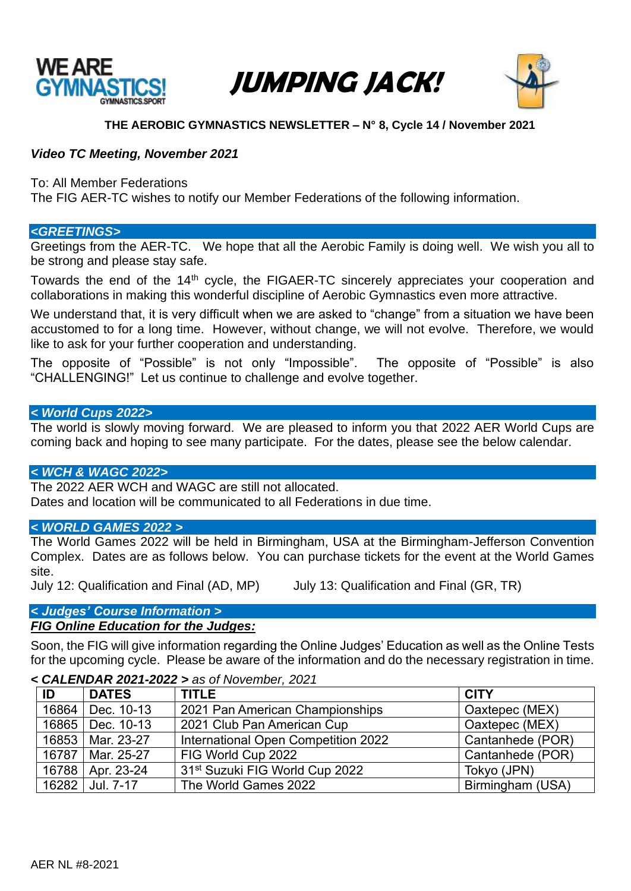# JUMPING JACK!

**THE AEROBIC GYMNASTICS NEWSLETTER – N° 8, Cycle 14 / November 2021**

***Video TC Meeting, November 2021***

To: All Member Federations
The FIG AER-TC wishes to notify our Member Federations of the following information.

## *<GREETINGS>*

Greetings from the AER-TC. We hope that all the Aerobic Family is doing well. We wish you all to be strong and please stay safe.

Towards the end of the 14th cycle, the FIGAER-TC sincerely appreciates your cooperation and collaborations in making this wonderful discipline of Aerobic Gymnastics even more attractive.

We understand that, it is very difficult when we are asked to "change" from a situation we have been accustomed to for a long time. However, without change, we will not evolve. Therefore, we would like to ask for your further cooperation and understanding.

The opposite of "Possible" is not only "Impossible". The opposite of "Possible" is also "CHALLENGING!" Let us continue to challenge and evolve together.

## *< World Cups 2022>*

The world is slowly moving forward. We are pleased to inform you that 2022 AER World Cups are coming back and hoping to see many participate. For the dates, please see the below calendar.

## *< WCH & WAGC 2022>*

The 2022 AER WCH and WAGC are still not allocated.
Dates and location will be communicated to all Federations in due time.

## *< WORLD GAMES 2022 >*

The World Games 2022 will be held in Birmingham, USA at the Birmingham-Jefferson Convention Complex. Dates are as follows below. You can purchase tickets for the event at the World Games site.

July 12: Qualification and Final (AD, MP)
July 13: Qualification and Final (GR, TR)

## *< Judges' Course Information >*

***FIG Online Education for the Judges:***

Soon, the FIG will give information regarding the Online Judges' Education as well as the Online Tests for the upcoming cycle. Please be aware of the information and do the necessary registration in time.

***< CALENDAR 2021-2022 >*** *as of November, 2021*

| ID | DATES | TITLE | CITY |
|---|---|---|---|
| 16864 | Dec. 10-13 | 2021 Pan American Championships | Oaxtepec (MEX) |
| 16865 | Dec. 10-13 | 2021 Club Pan American Cup | Oaxtepec (MEX) |
| 16853 | Mar. 23-27 | International Open Competition 2022 | Cantanhede (POR) |
| 16787 | Mar. 25-27 | FIG World Cup 2022 | Cantanhede (POR) |
| 16788 | Apr. 23-24 | 31st Suzuki FIG World Cup 2022 | Tokyo (JPN) |
| 16282 | Jul. 7-17 | The World Games 2022 | Birmingham (USA) |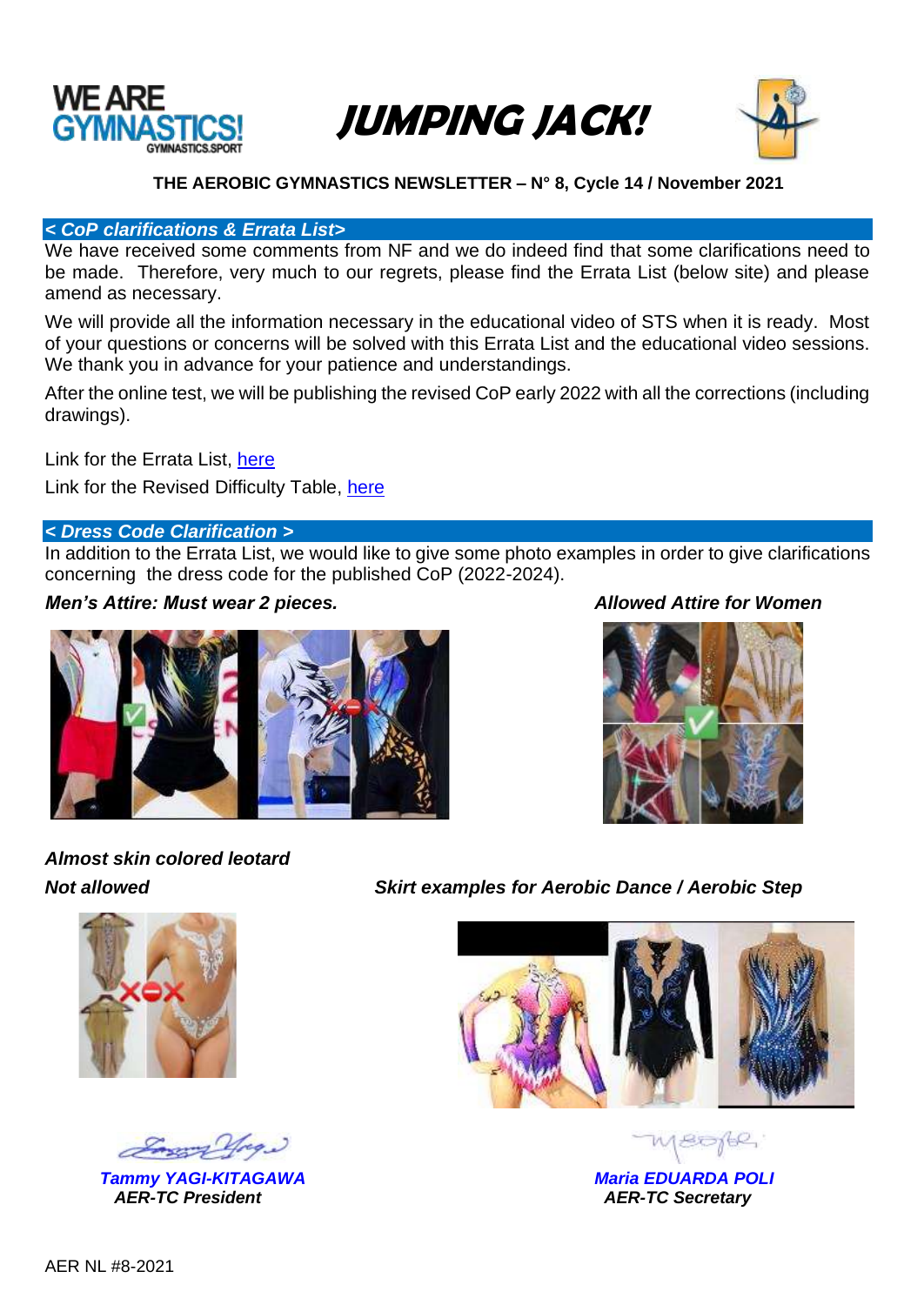# JUMPING JACK!

**THE AEROBIC GYMNASTICS NEWSLETTER – N° 8, Cycle 14 / November 2021**

## *< CoP clarifications & Errata List>*

We have received some comments from NF and we do indeed find that some clarifications need to be made. Therefore, very much to our regrets, please find the Errata List (below site) and please amend as necessary.

We will provide all the information necessary in the educational video of STS when it is ready. Most of your questions or concerns will be solved with this Errata List and the educational video sessions. We thank you in advance for your patience and understandings.

After the online test, we will be publishing the revised CoP early 2022 with all the corrections (including drawings).

Link for the Errata List, here

Link for the Revised Difficulty Table, here

## *< Dress Code Clarification >*

In addition to the Errata List, we would like to give some photo examples in order to give clarifications concerning the dress code for the published CoP (2022-2024).

***Men's Attire: Must wear 2 pieces.***

***Allowed Attire for Women***

***Almost skin colored leotard***
***Not allowed***

***Skirt examples for Aerobic Dance / Aerobic Step***

***Tammy YAGI-KITAGAWA***
***AER-TC President***

***Maria EDUARDA POLI***
***AER-TC Secretary***